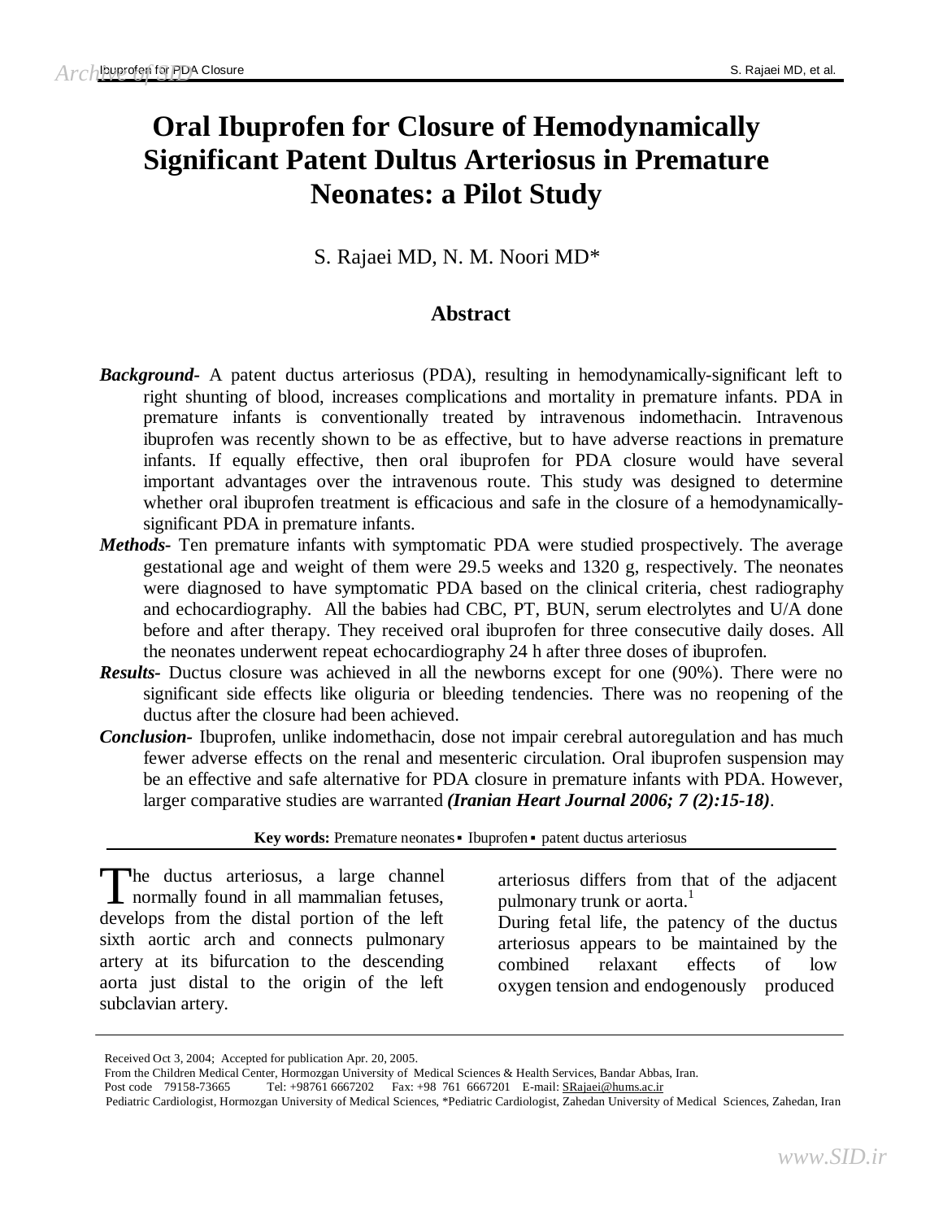# Oral Ibuprofen for Closure of Hemodynamically Significant Patent Dultus Arteriosus in Premature Neonates: a Pilot Study

S. Rajaei MD, N. M. Noori MD*

## Abstract

***Background-*** A patent ductus arteriosus (PDA), resulting in hemodynamically-significant left to right shunting of blood, increases complications and mortality in premature infants. PDA in premature infants is conventionally treated by intravenous indomethacin. Intravenous ibuprofen was recently shown to be as effective, but to have adverse reactions in premature infants. If equally effective, then oral ibuprofen for PDA closure would have several important advantages over the intravenous route. This study was designed to determine whether oral ibuprofen treatment is efficacious and safe in the closure of a hemodynamically-significant PDA in premature infants.

***Methods-*** Ten premature infants with symptomatic PDA were studied prospectively. The average gestational age and weight of them were 29.5 weeks and 1320 g, respectively. The neonates were diagnosed to have symptomatic PDA based on the clinical criteria, chest radiography and echocardiography. All the babies had CBC, PT, BUN, serum electrolytes and U/A done before and after therapy. They received oral ibuprofen for three consecutive daily doses. All the neonates underwent repeat echocardiography 24 h after three doses of ibuprofen.

***Results-*** Ductus closure was achieved in all the newborns except for one (90%). There were no significant side effects like oliguria or bleeding tendencies. There was no reopening of the ductus after the closure had been achieved.

***Conclusion-*** Ibuprofen, unlike indomethacin, dose not impair cerebral autoregulation and has much fewer adverse effects on the renal and mesenteric circulation. Oral ibuprofen suspension may be an effective and safe alternative for PDA closure in premature infants with PDA. However, larger comparative studies are warranted ***(Iranian Heart Journal 2006; 7 (2):15-18)***.

**Key words:** Premature neonates ▪ Ibuprofen ▪ patent ductus arteriosus

The ductus arteriosus, a large channel normally found in all mammalian fetuses, develops from the distal portion of the left sixth aortic arch and connects pulmonary artery at its bifurcation to the descending aorta just distal to the origin of the left subclavian artery. arteriosus differs from that of the adjacent pulmonary trunk or aorta.[1]

During fetal life, the patency of the ductus arteriosus appears to be maintained by the combined relaxant effects of low oxygen tension and endogenously produced

Received Oct 3, 2004; Accepted for publication Apr. 20, 2005.

From the Children Medical Center, Hormozgan University of Medical Sciences & Health Services, Bandar Abbas, Iran.

Post code 79158-73665 Tel: +98761 6667202 Fax: +98 761 6667201 E-mail: SRajaei@hums.ac.ir

Pediatric Cardiologist, Hormozgan University of Medical Sciences, *Pediatric Cardiologist, Zahedan University of Medical Sciences, Zahedan, Iran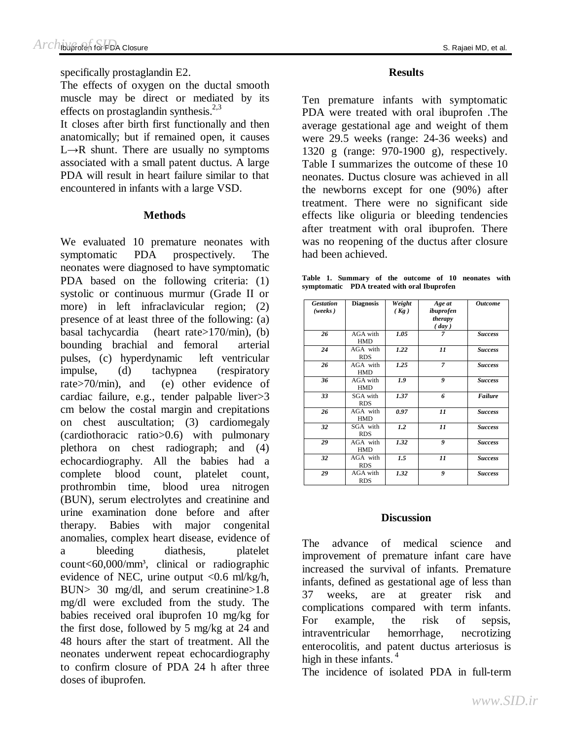specifically prostaglandin E2.

The effects of oxygen on the ductal smooth muscle may be direct or mediated by its effects on prostaglandin synthesis.[2,3]

It closes after birth first functionally and then anatomically; but if remained open, it causes L→R shunt. There are usually no symptoms associated with a small patent ductus. A large PDA will result in heart failure similar to that encountered in infants with a large VSD.

## Methods

We evaluated 10 premature neonates with symptomatic PDA prospectively. The neonates were diagnosed to have symptomatic PDA based on the following criteria: (1) systolic or continuous murmur (Grade II or more) in left infraclavicular region; (2) presence of at least three of the following: (a) basal tachycardia (heart rate>170/min), (b) bounding brachial and femoral arterial pulses, (c) hyperdynamic left ventricular impulse, (d) tachypnea (respiratory rate>70/min), and (e) other evidence of cardiac failure, e.g., tender palpable liver>3 cm below the costal margin and crepitations on chest auscultation; (3) cardiomegaly (cardiothoracic ratio>0.6) with pulmonary plethora on chest radiograph; and (4) echocardiography. All the babies had a complete blood count, platelet count, prothrombin time, blood urea nitrogen (BUN), serum electrolytes and creatinine and urine examination done before and after therapy. Babies with major congenital anomalies, complex heart disease, evidence of a bleeding diathesis, platelet count<60,000/mm³, clinical or radiographic evidence of NEC, urine output <0.6 ml/kg/h, BUN> 30 mg/dl, and serum creatinine>1.8 mg/dl were excluded from the study. The babies received oral ibuprofen 10 mg/kg for the first dose, followed by 5 mg/kg at 24 and 48 hours after the start of treatment. All the neonates underwent repeat echocardiography to confirm closure of PDA 24 h after three doses of ibuprofen.

## Results

Ten premature infants with symptomatic PDA were treated with oral ibuprofen .The average gestational age and weight of them were 29.5 weeks (range: 24-36 weeks) and 1320 g (range: 970-1900 g), respectively. Table I summarizes the outcome of these 10 neonates. Ductus closure was achieved in all the newborns except for one (90%) after treatment. There were no significant side effects like oliguria or bleeding tendencies after treatment with oral ibuprofen. There was no reopening of the ductus after closure had been achieved.

**Table 1. Summary of the outcome of 10 neonates with symptomatic PDA treated with oral Ibuprofen**

| *Gestation (weeks)* | Diagnosis | *Weight (Kg)* | *Age at ibuprofen therapy (day)* | *Outcome* |
|---|---|---|---|---|
| *26* | AGA with HMD | *1.05* | *7* | *Success* |
| *24* | AGA with RDS | *1.22* | *11* | *Success* |
| *26* | AGA with HMD | *1.25* | *7* | *Success* |
| *36* | AGA with HMD | *1.9* | *9* | *Success* |
| *33* | SGA with RDS | *1.37* | *6* | *Failure* |
| *26* | AGA with HMD | *0.97* | *11* | *Success* |
| *32* | SGA with RDS | *1.2* | *11* | *Success* |
| *29* | AGA with HMD | *1.32* | *9* | *Success* |
| *32* | AGA with RDS | *1.5* | *11* | *Success* |
| *29* | AGA with RDS | *1.32* | *9* | *Success* |

## Discussion

The advance of medical science and improvement of premature infant care have increased the survival of infants. Premature infants, defined as gestational age of less than 37 weeks, are at greater risk and complications compared with term infants. For example, the risk of sepsis, intraventricular hemorrhage, necrotizing enterocolitis, and patent ductus arteriosus is high in these infants.[4]

The incidence of isolated PDA in full-term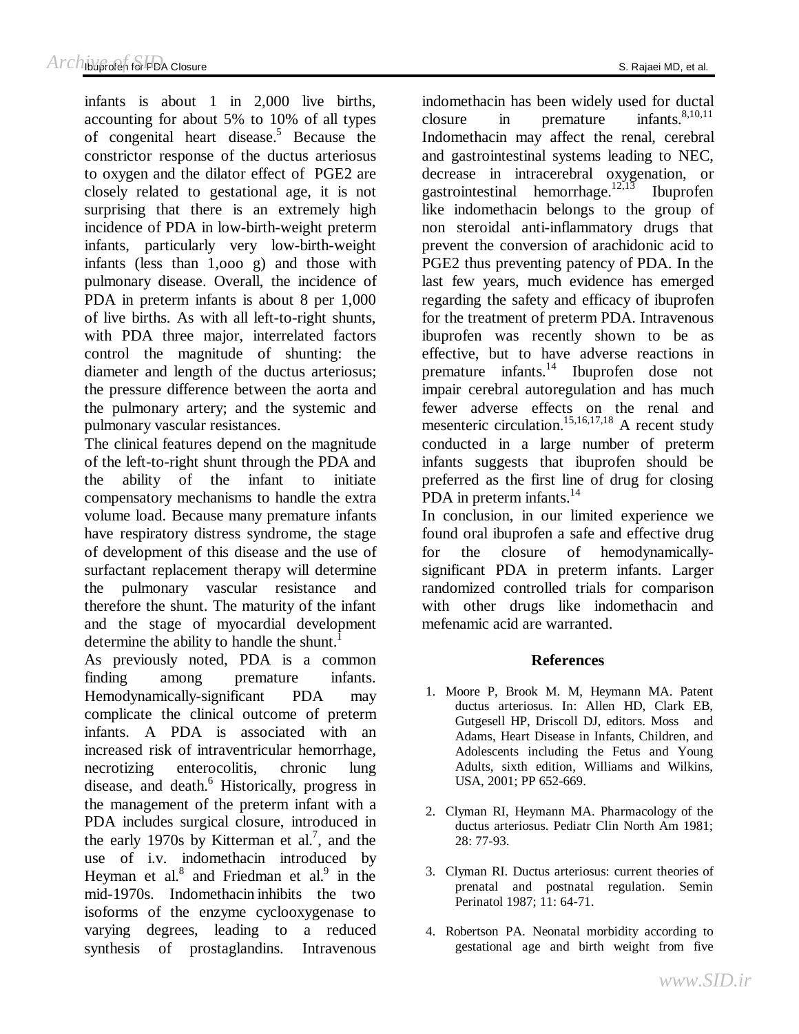infants is about 1 in 2,000 live births, accounting for about 5% to 10% of all types of congenital heart disease.[5] Because the constrictor response of the ductus arteriosus to oxygen and the dilator effect of PGE2 are closely related to gestational age, it is not surprising that there is an extremely high incidence of PDA in low-birth-weight preterm infants, particularly very low-birth-weight infants (less than 1,ooo g) and those with pulmonary disease. Overall, the incidence of PDA in preterm infants is about 8 per 1,000 of live births. As with all left-to-right shunts, with PDA three major, interrelated factors control the magnitude of shunting: the diameter and length of the ductus arteriosus; the pressure difference between the aorta and the pulmonary artery; and the systemic and pulmonary vascular resistances.

The clinical features depend on the magnitude of the left-to-right shunt through the PDA and the ability of the infant to initiate compensatory mechanisms to handle the extra volume load. Because many premature infants have respiratory distress syndrome, the stage of development of this disease and the use of surfactant replacement therapy will determine the pulmonary vascular resistance and therefore the shunt. The maturity of the infant and the stage of myocardial development determine the ability to handle the shunt.[1]

As previously noted, PDA is a common finding among premature infants. Hemodynamically-significant PDA may complicate the clinical outcome of preterm infants. A PDA is associated with an increased risk of intraventricular hemorrhage, necrotizing enterocolitis, chronic lung disease, and death.[6] Historically, progress in the management of the preterm infant with a PDA includes surgical closure, introduced in the early 1970s by Kitterman et al.[7], and the use of i.v. indomethacin introduced by Heyman et al.[8] and Friedman et al.[9] in the mid-1970s. Indomethacin inhibits the two isoforms of the enzyme cyclooxygenase to varying degrees, leading to a reduced synthesis of prostaglandins. Intravenous indomethacin has been widely used for ductal closure in premature infants.[8,10,11] Indomethacin may affect the renal, cerebral and gastrointestinal systems leading to NEC, decrease in intracerebral oxygenation, or gastrointestinal hemorrhage.[12,13] Ibuprofen like indomethacin belongs to the group of non steroidal anti-inflammatory drugs that prevent the conversion of arachidonic acid to PGE2 thus preventing patency of PDA. In the last few years, much evidence has emerged regarding the safety and efficacy of ibuprofen for the treatment of preterm PDA. Intravenous ibuprofen was recently shown to be as effective, but to have adverse reactions in premature infants.[14] Ibuprofen dose not impair cerebral autoregulation and has much fewer adverse effects on the renal and mesenteric circulation.[15,16,17,18] A recent study conducted in a large number of preterm infants suggests that ibuprofen should be preferred as the first line of drug for closing PDA in preterm infants.[14]

In conclusion, in our limited experience we found oral ibuprofen a safe and effective drug for the closure of hemodynamically-significant PDA in preterm infants. Larger randomized controlled trials for comparison with other drugs like indomethacin and mefenamic acid are warranted.

## References

1. Moore P, Brook M. M, Heymann MA. Patent ductus arteriosus. In: Allen HD, Clark EB, Gutgesell HP, Driscoll DJ, editors. Moss and Adams, Heart Disease in Infants, Children, and Adolescents including the Fetus and Young Adults, sixth edition, Williams and Wilkins, USA, 2001; PP 652-669.

2. Clyman RI, Heymann MA. Pharmacology of the ductus arteriosus. Pediatr Clin North Am 1981; 28: 77-93.

3. Clyman RI. Ductus arteriosus: current theories of prenatal and postnatal regulation. Semin Perinatol 1987; 11: 64-71.

4. Robertson PA. Neonatal morbidity according to gestational age and birth weight from five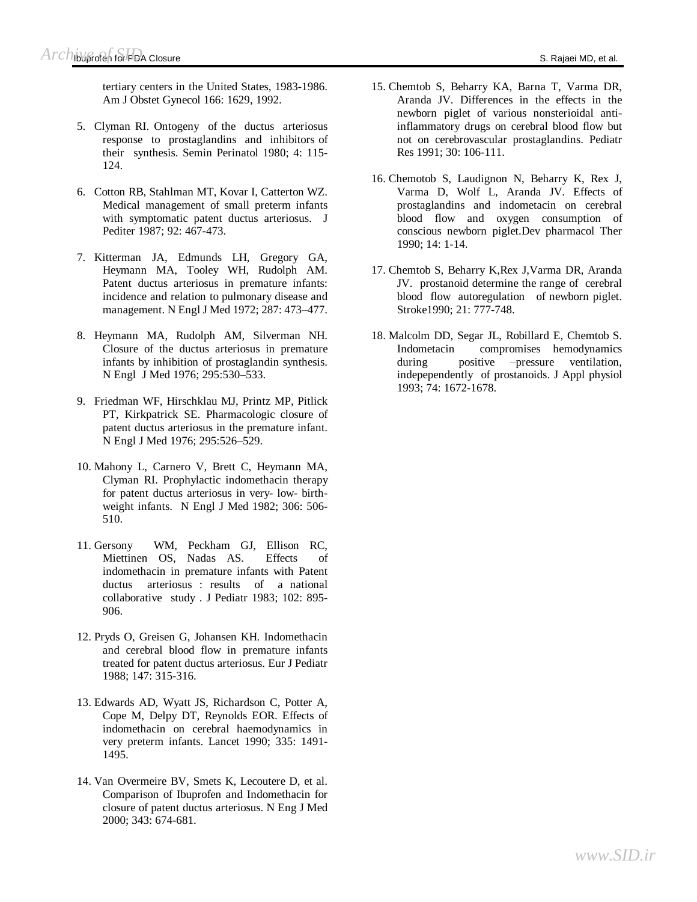tertiary centers in the United States, 1983-1986. Am J Obstet Gynecol 166: 1629, 1992.

5. Clyman RI. Ontogeny of the ductus arteriosus response to prostaglandins and inhibitors of their synthesis. Semin Perinatol 1980; 4: 115-124.

6. Cotton RB, Stahlman MT, Kovar I, Catterton WZ. Medical management of small preterm infants with symptomatic patent ductus arteriosus. J Pediter 1987; 92: 467-473.

7. Kitterman JA, Edmunds LH, Gregory GA, Heymann MA, Tooley WH, Rudolph AM. Patent ductus arteriosus in premature infants: incidence and relation to pulmonary disease and management. N Engl J Med 1972; 287: 473–477.

8. Heymann MA, Rudolph AM, Silverman NH. Closure of the ductus arteriosus in premature infants by inhibition of prostaglandin synthesis. N Engl J Med 1976; 295:530–533.

9. Friedman WF, Hirschklau MJ, Printz MP, Pitlick PT, Kirkpatrick SE. Pharmacologic closure of patent ductus arteriosus in the premature infant. N Engl J Med 1976; 295:526–529.

10. Mahony L, Carnero V, Brett C, Heymann MA, Clyman RI. Prophylactic indomethacin therapy for patent ductus arteriosus in very- low- birth-weight infants. N Engl J Med 1982; 306: 506-510.

11. Gersony WM, Peckham GJ, Ellison RC, Miettinen OS, Nadas AS. Effects of indomethacin in premature infants with Patent ductus arteriosus : results of a national collaborative study . J Pediatr 1983; 102: 895-906.

12. Pryds O, Greisen G, Johansen KH. Indomethacin and cerebral blood flow in premature infants treated for patent ductus arteriosus. Eur J Pediatr 1988; 147: 315-316.

13. Edwards AD, Wyatt JS, Richardson C, Potter A, Cope M, Delpy DT, Reynolds EOR. Effects of indomethacin on cerebral haemodynamics in very preterm infants. Lancet 1990; 335: 1491-1495.

14. Van Overmeire BV, Smets K, Lecoutere D, et al. Comparison of Ibuprofen and Indomethacin for closure of patent ductus arteriosus. N Eng J Med 2000; 343: 674-681.

15. Chemtob S, Beharry KA, Barna T, Varma DR, Aranda JV. Differences in the effects in the newborn piglet of various nonsterioidal anti-inflammatory drugs on cerebral blood flow but not on cerebrovascular prostaglandins. Pediatr Res 1991; 30: 106-111.

16. Chemotob S, Laudignon N, Beharry K, Rex J, Varma D, Wolf L, Aranda JV. Effects of prostaglandins and indometacin on cerebral blood flow and oxygen consumption of conscious newborn piglet.Dev pharmacol Ther 1990; 14: 1-14.

17. Chemtob S, Beharry K,Rex J,Varma DR, Aranda JV. prostanoid determine the range of cerebral blood flow autoregulation of newborn piglet. Stroke1990; 21: 777-748.

18. Malcolm DD, Segar JL, Robillard E, Chemtob S. Indometacin compromises hemodynamics during positive –pressure ventilation, indepependently of prostanoids. J Appl physiol 1993; 74: 1672-1678.